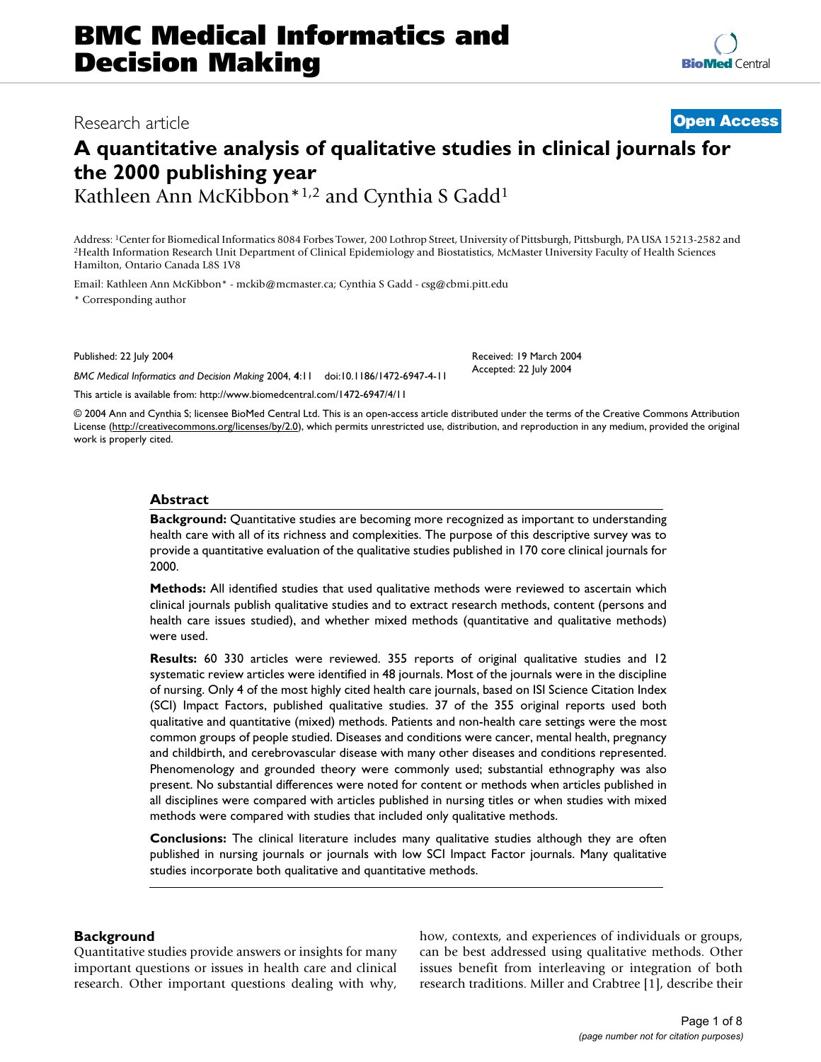# BMC Medical Informatics and Decision Making

Research article

**Open Access**

# A quantitative analysis of qualitative studies in clinical journals for the 2000 publishing year

Kathleen Ann McKibbon*[1,2] and Cynthia S Gadd[1]

Address: [1]Center for Biomedical Informatics 8084 Forbes Tower, 200 Lothrop Street, University of Pittsburgh, Pittsburgh, PA USA 15213-2582 and [2]Health Information Research Unit Department of Clinical Epidemiology and Biostatistics, McMaster University Faculty of Health Sciences Hamilton, Ontario Canada L8S 1V8

Email: Kathleen Ann McKibbon* - mckib@mcmaster.ca; Cynthia S Gadd - csg@cbmi.pitt.edu

\* Corresponding author

Published: 22 July 2004

*BMC Medical Informatics and Decision Making* 2004, **4**:11 doi:10.1186/1472-6947-4-11

Received: 19 March 2004
Accepted: 22 July 2004

This article is available from: http://www.biomedcentral.com/1472-6947/4/11

© 2004 Ann and Cynthia S; licensee BioMed Central Ltd. This is an open-access article distributed under the terms of the Creative Commons Attribution License (http://creativecommons.org/licenses/by/2.0), which permits unrestricted use, distribution, and reproduction in any medium, provided the original work is properly cited.

## Abstract

**Background:** Quantitative studies are becoming more recognized as important to understanding health care with all of its richness and complexities. The purpose of this descriptive survey was to provide a quantitative evaluation of the qualitative studies published in 170 core clinical journals for 2000.

**Methods:** All identified studies that used qualitative methods were reviewed to ascertain which clinical journals publish qualitative studies and to extract research methods, content (persons and health care issues studied), and whether mixed methods (quantitative and qualitative methods) were used.

**Results:** 60 330 articles were reviewed. 355 reports of original qualitative studies and 12 systematic review articles were identified in 48 journals. Most of the journals were in the discipline of nursing. Only 4 of the most highly cited health care journals, based on ISI Science Citation Index (SCI) Impact Factors, published qualitative studies. 37 of the 355 original reports used both qualitative and quantitative (mixed) methods. Patients and non-health care settings were the most common groups of people studied. Diseases and conditions were cancer, mental health, pregnancy and childbirth, and cerebrovascular disease with many other diseases and conditions represented. Phenomenology and grounded theory were commonly used; substantial ethnography was also present. No substantial differences were noted for content or methods when articles published in all disciplines were compared with articles published in nursing titles or when studies with mixed methods were compared with studies that included only qualitative methods.

**Conclusions:** The clinical literature includes many qualitative studies although they are often published in nursing journals or journals with low SCI Impact Factor journals. Many qualitative studies incorporate both qualitative and quantitative methods.

## Background

Quantitative studies provide answers or insights for many important questions or issues in health care and clinical research. Other important questions dealing with why, how, contexts, and experiences of individuals or groups, can be best addressed using qualitative methods. Other issues benefit from interleaving or integration of both research traditions. Miller and Crabtree [1], describe their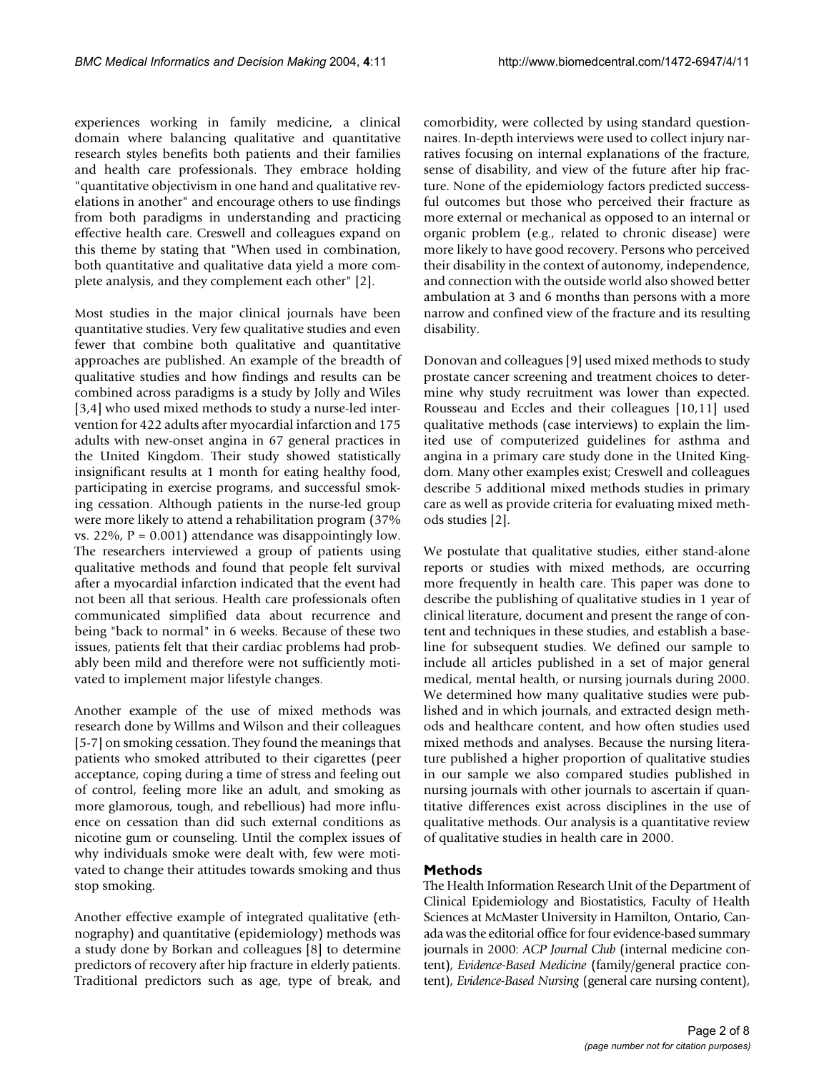experiences working in family medicine, a clinical domain where balancing qualitative and quantitative research styles benefits both patients and their families and health care professionals. They embrace holding "quantitative objectivism in one hand and qualitative revelations in another" and encourage others to use findings from both paradigms in understanding and practicing effective health care. Creswell and colleagues expand on this theme by stating that "When used in combination, both quantitative and qualitative data yield a more complete analysis, and they complement each other" [2].

Most studies in the major clinical journals have been quantitative studies. Very few qualitative studies and even fewer that combine both qualitative and quantitative approaches are published. An example of the breadth of qualitative studies and how findings and results can be combined across paradigms is a study by Jolly and Wiles [3,4] who used mixed methods to study a nurse-led intervention for 422 adults after myocardial infarction and 175 adults with new-onset angina in 67 general practices in the United Kingdom. Their study showed statistically insignificant results at 1 month for eating healthy food, participating in exercise programs, and successful smoking cessation. Although patients in the nurse-led group were more likely to attend a rehabilitation program (37% vs. 22%, P = 0.001) attendance was disappointingly low. The researchers interviewed a group of patients using qualitative methods and found that people felt survival after a myocardial infarction indicated that the event had not been all that serious. Health care professionals often communicated simplified data about recurrence and being "back to normal" in 6 weeks. Because of these two issues, patients felt that their cardiac problems had probably been mild and therefore were not sufficiently motivated to implement major lifestyle changes.

Another example of the use of mixed methods was research done by Willms and Wilson and their colleagues [5-7] on smoking cessation. They found the meanings that patients who smoked attributed to their cigarettes (peer acceptance, coping during a time of stress and feeling out of control, feeling more like an adult, and smoking as more glamorous, tough, and rebellious) had more influence on cessation than did such external conditions as nicotine gum or counseling. Until the complex issues of why individuals smoke were dealt with, few were motivated to change their attitudes towards smoking and thus stop smoking.

Another effective example of integrated qualitative (ethnography) and quantitative (epidemiology) methods was a study done by Borkan and colleagues [8] to determine predictors of recovery after hip fracture in elderly patients. Traditional predictors such as age, type of break, and comorbidity, were collected by using standard questionnaires. In-depth interviews were used to collect injury narratives focusing on internal explanations of the fracture, sense of disability, and view of the future after hip fracture. None of the epidemiology factors predicted successful outcomes but those who perceived their fracture as more external or mechanical as opposed to an internal or organic problem (e.g., related to chronic disease) were more likely to have good recovery. Persons who perceived their disability in the context of autonomy, independence, and connection with the outside world also showed better ambulation at 3 and 6 months than persons with a more narrow and confined view of the fracture and its resulting disability.

Donovan and colleagues [9] used mixed methods to study prostate cancer screening and treatment choices to determine why study recruitment was lower than expected. Rousseau and Eccles and their colleagues [10,11] used qualitative methods (case interviews) to explain the limited use of computerized guidelines for asthma and angina in a primary care study done in the United Kingdom. Many other examples exist; Creswell and colleagues describe 5 additional mixed methods studies in primary care as well as provide criteria for evaluating mixed methods studies [2].

We postulate that qualitative studies, either stand-alone reports or studies with mixed methods, are occurring more frequently in health care. This paper was done to describe the publishing of qualitative studies in 1 year of clinical literature, document and present the range of content and techniques in these studies, and establish a baseline for subsequent studies. We defined our sample to include all articles published in a set of major general medical, mental health, or nursing journals during 2000. We determined how many qualitative studies were published and in which journals, and extracted design methods and healthcare content, and how often studies used mixed methods and analyses. Because the nursing literature published a higher proportion of qualitative studies in our sample we also compared studies published in nursing journals with other journals to ascertain if quantitative differences exist across disciplines in the use of qualitative methods. Our analysis is a quantitative review of qualitative studies in health care in 2000.

## Methods

The Health Information Research Unit of the Department of Clinical Epidemiology and Biostatistics, Faculty of Health Sciences at McMaster University in Hamilton, Ontario, Canada was the editorial office for four evidence-based summary journals in 2000: *ACP Journal Club* (internal medicine content), *Evidence-Based Medicine* (family/general practice content), *Evidence-Based Nursing* (general care nursing content),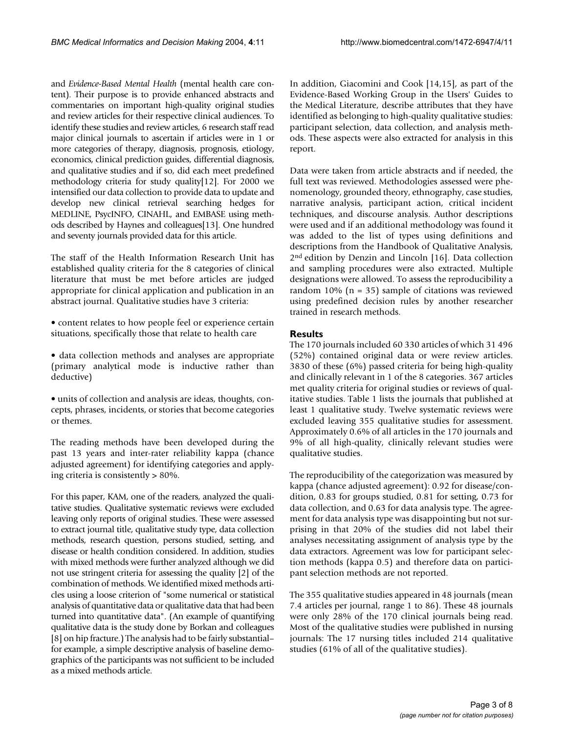and *Evidence-Based Mental Health* (mental health care content). Their purpose is to provide enhanced abstracts and commentaries on important high-quality original studies and review articles for their respective clinical audiences. To identify these studies and review articles, 6 research staff read major clinical journals to ascertain if articles were in 1 or more categories of therapy, diagnosis, prognosis, etiology, economics, clinical prediction guides, differential diagnosis, and qualitative studies and if so, did each meet predefined methodology criteria for study quality[12]. For 2000 we intensified our data collection to provide data to update and develop new clinical retrieval searching hedges for MEDLINE, PsycINFO, CINAHL, and EMBASE using methods described by Haynes and colleagues[13]. One hundred and seventy journals provided data for this article.

The staff of the Health Information Research Unit has established quality criteria for the 8 categories of clinical literature that must be met before articles are judged appropriate for clinical application and publication in an abstract journal. Qualitative studies have 3 criteria:

• content relates to how people feel or experience certain situations, specifically those that relate to health care

• data collection methods and analyses are appropriate (primary analytical mode is inductive rather than deductive)

• units of collection and analysis are ideas, thoughts, concepts, phrases, incidents, or stories that become categories or themes.

The reading methods have been developed during the past 13 years and inter-rater reliability kappa (chance adjusted agreement) for identifying categories and applying criteria is consistently > 80%.

For this paper, KAM, one of the readers, analyzed the qualitative studies. Qualitative systematic reviews were excluded leaving only reports of original studies. These were assessed to extract journal title, qualitative study type, data collection methods, research question, persons studied, setting, and disease or health condition considered. In addition, studies with mixed methods were further analyzed although we did not use stringent criteria for assessing the quality [2] of the combination of methods. We identified mixed methods articles using a loose criterion of "some numerical or statistical analysis of quantitative data or qualitative data that had been turned into quantitative data". (An example of quantifying qualitative data is the study done by Borkan and colleagues [8] on hip fracture.) The analysis had to be fairly substantial–for example, a simple descriptive analysis of baseline demographics of the participants was not sufficient to be included as a mixed methods article.

In addition, Giacomini and Cook [14,15], as part of the Evidence-Based Working Group in the Users' Guides to the Medical Literature, describe attributes that they have identified as belonging to high-quality qualitative studies: participant selection, data collection, and analysis methods. These aspects were also extracted for analysis in this report.

Data were taken from article abstracts and if needed, the full text was reviewed. Methodologies assessed were phenomenology, grounded theory, ethnography, case studies, narrative analysis, participant action, critical incident techniques, and discourse analysis. Author descriptions were used and if an additional methodology was found it was added to the list of types using definitions and descriptions from the Handbook of Qualitative Analysis, 2nd edition by Denzin and Lincoln [16]. Data collection and sampling procedures were also extracted. Multiple designations were allowed. To assess the reproducibility a random 10% (n = 35) sample of citations was reviewed using predefined decision rules by another researcher trained in research methods.

## Results

The 170 journals included 60 330 articles of which 31 496 (52%) contained original data or were review articles. 3830 of these (6%) passed criteria for being high-quality and clinically relevant in 1 of the 8 categories. 367 articles met quality criteria for original studies or reviews of qualitative studies. Table 1 lists the journals that published at least 1 qualitative study. Twelve systematic reviews were excluded leaving 355 qualitative studies for assessment. Approximately 0.6% of all articles in the 170 journals and 9% of all high-quality, clinically relevant studies were qualitative studies.

The reproducibility of the categorization was measured by kappa (chance adjusted agreement): 0.92 for disease/condition, 0.83 for groups studied, 0.81 for setting, 0.73 for data collection, and 0.63 for data analysis type. The agreement for data analysis type was disappointing but not surprising in that 20% of the studies did not label their analyses necessitating assignment of analysis type by the data extractors. Agreement was low for participant selection methods (kappa 0.5) and therefore data on participant selection methods are not reported.

The 355 qualitative studies appeared in 48 journals (mean 7.4 articles per journal, range 1 to 86). These 48 journals were only 28% of the 170 clinical journals being read. Most of the qualitative studies were published in nursing journals: The 17 nursing titles included 214 qualitative studies (61% of all of the qualitative studies).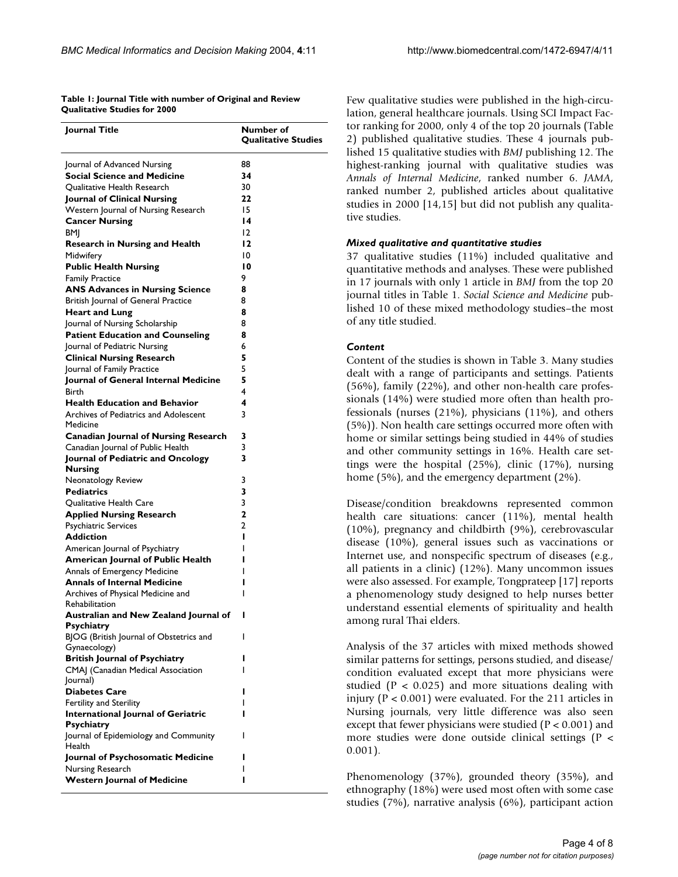**Table 1: Journal Title with number of Original and Review Qualitative Studies for 2000**

| Journal Title | Number of Qualitative Studies |
| --- | --- |
| Journal of Advanced Nursing | 88 |
| **Social Science and Medicine** | **34** |
| Qualitative Health Research | 30 |
| **Journal of Clinical Nursing** | **22** |
| Western Journal of Nursing Research | 15 |
| **Cancer Nursing** | **14** |
| BMJ | 12 |
| **Research in Nursing and Health** | **12** |
| Midwifery | 10 |
| **Public Health Nursing** | **10** |
| Family Practice | 9 |
| **ANS Advances in Nursing Science** | **8** |
| British Journal of General Practice | 8 |
| **Heart and Lung** | **8** |
| Journal of Nursing Scholarship | 8 |
| **Patient Education and Counseling** | **8** |
| Journal of Pediatric Nursing | 6 |
| **Clinical Nursing Research** | **5** |
| Journal of Family Practice | 5 |
| **Journal of General Internal Medicine** | **5** |
| Birth | 4 |
| **Health Education and Behavior** | **4** |
| Archives of Pediatrics and Adolescent Medicine | 3 |
| **Canadian Journal of Nursing Research** | **3** |
| Canadian Journal of Public Health | 3 |
| **Journal of Pediatric and Oncology Nursing** | **3** |
| Neonatology Review | 3 |
| **Pediatrics** | **3** |
| Qualitative Health Care | 3 |
| **Applied Nursing Research** | **2** |
| Psychiatric Services | 2 |
| **Addiction** | **1** |
| American Journal of Psychiatry | 1 |
| **American Journal of Public Health** | **1** |
| Annals of Emergency Medicine | 1 |
| **Annals of Internal Medicine** | **1** |
| Archives of Physical Medicine and Rehabilitation | 1 |
| **Australian and New Zealand Journal of Psychiatry** | **1** |
| BJOG (British Journal of Obstetrics and Gynaecology) | 1 |
| **British Journal of Psychiatry** | **1** |
| CMAJ (Canadian Medical Association Journal) | 1 |
| **Diabetes Care** | **1** |
| Fertility and Sterility | 1 |
| **International Journal of Geriatric Psychiatry** | **1** |
| Journal of Epidemiology and Community Health | 1 |
| **Journal of Psychosomatic Medicine** | **1** |
| Nursing Research | 1 |
| **Western Journal of Medicine** | **1** |

Few qualitative studies were published in the high-circulation, general healthcare journals. Using SCI Impact Factor ranking for 2000, only 4 of the top 20 journals (Table 2) published qualitative studies. These 4 journals published 15 qualitative studies with *BMJ* publishing 12. The highest-ranking journal with qualitative studies was *Annals of Internal Medicine*, ranked number 6. *JAMA*, ranked number 2, published articles about qualitative studies in 2000 [14,15] but did not publish any qualitative studies.

### *Mixed qualitative and quantitative studies*

37 qualitative studies (11%) included qualitative and quantitative methods and analyses. These were published in 17 journals with only 1 article in *BMJ* from the top 20 journal titles in Table 1. *Social Science and Medicine* published 10 of these mixed methodology studies–the most of any title studied.

### *Content*

Content of the studies is shown in Table 3. Many studies dealt with a range of participants and settings. Patients (56%), family (22%), and other non-health care professionals (14%) were studied more often than health professionals (nurses (21%), physicians (11%), and others (5%)). Non health care settings occurred more often with home or similar settings being studied in 44% of studies and other community settings in 16%. Health care settings were the hospital (25%), clinic (17%), nursing home (5%), and the emergency department (2%).

Disease/condition breakdowns represented common health care situations: cancer (11%), mental health (10%), pregnancy and childbirth (9%), cerebrovascular disease (10%), general issues such as vaccinations or Internet use, and nonspecific spectrum of diseases (e.g., all patients in a clinic) (12%). Many uncommon issues were also assessed. For example, Tongprateep [17] reports a phenomenology study designed to help nurses better understand essential elements of spirituality and health among rural Thai elders.

Analysis of the 37 articles with mixed methods showed similar patterns for settings, persons studied, and disease/condition evaluated except that more physicians were studied ($P < 0.025$) and more situations dealing with injury ($P < 0.001$) were evaluated. For the 211 articles in Nursing journals, very little difference was also seen except that fewer physicians were studied ($P < 0.001$) and more studies were done outside clinical settings ($P < 0.001$).

Phenomenology (37%), grounded theory (35%), and ethnography (18%) were used most often with some case studies (7%), narrative analysis (6%), participant action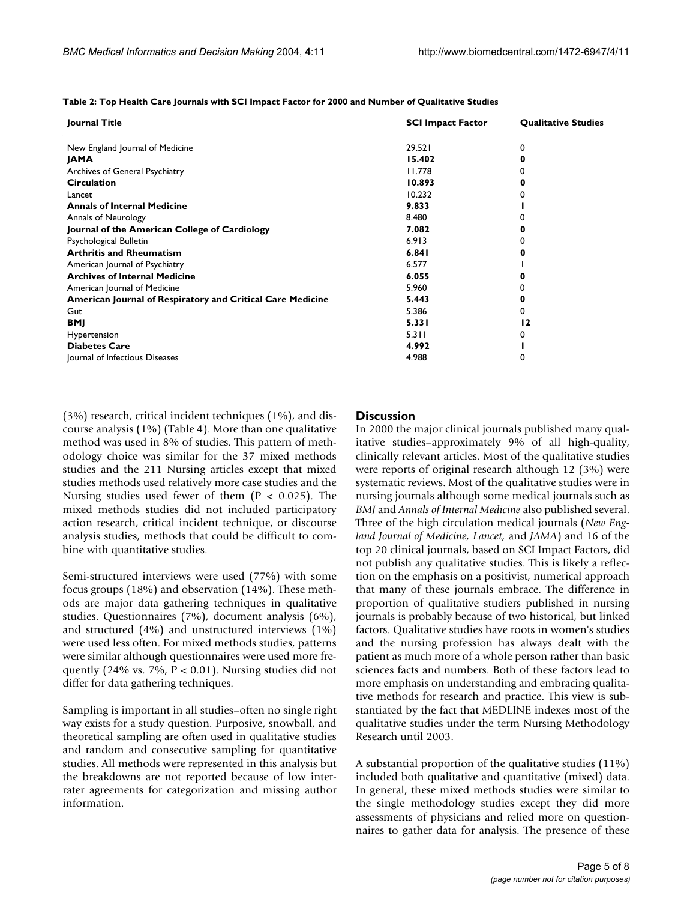**Table 2: Top Health Care Journals with SCI Impact Factor for 2000 and Number of Qualitative Studies**

| Journal Title | SCI Impact Factor | Qualitative Studies |
| --- | --- | --- |
| New England Journal of Medicine | 29.521 | 0 |
| **JAMA** | **15.402** | **0** |
| Archives of General Psychiatry | 11.778 | 0 |
| **Circulation** | **10.893** | **0** |
| Lancet | 10.232 | 0 |
| **Annals of Internal Medicine** | **9.833** | **1** |
| Annals of Neurology | 8.480 | 0 |
| **Journal of the American College of Cardiology** | **7.082** | **0** |
| Psychological Bulletin | 6.913 | 0 |
| **Arthritis and Rheumatism** | **6.841** | **0** |
| American Journal of Psychiatry | 6.577 | 1 |
| **Archives of Internal Medicine** | **6.055** | **0** |
| American Journal of Medicine | 5.960 | 0 |
| **American Journal of Respiratory and Critical Care Medicine** | **5.443** | **0** |
| Gut | 5.386 | 0 |
| **BMJ** | **5.331** | **12** |
| Hypertension | 5.311 | 0 |
| **Diabetes Care** | **4.992** | **1** |
| Journal of Infectious Diseases | 4.988 | 0 |

(3%) research, critical incident techniques (1%), and discourse analysis (1%) (Table 4). More than one qualitative method was used in 8% of studies. This pattern of methodology choice was similar for the 37 mixed methods studies and the 211 Nursing articles except that mixed studies methods used relatively more case studies and the Nursing studies used fewer of them ($P < 0.025$). The mixed methods studies did not included participatory action research, critical incident technique, or discourse analysis studies, methods that could be difficult to combine with quantitative studies.

Semi-structured interviews were used (77%) with some focus groups (18%) and observation (14%). These methods are major data gathering techniques in qualitative studies. Questionnaires (7%), document analysis (6%), and structured (4%) and unstructured interviews (1%) were used less often. For mixed methods studies, patterns were similar although questionnaires were used more frequently (24% vs. 7%, $P < 0.01$). Nursing studies did not differ for data gathering techniques.

Sampling is important in all studies–often no single right way exists for a study question. Purposive, snowball, and theoretical sampling are often used in qualitative studies and random and consecutive sampling for quantitative studies. All methods were represented in this analysis but the breakdowns are not reported because of low inter-rater agreements for categorization and missing author information.

## Discussion

In 2000 the major clinical journals published many qualitative studies–approximately 9% of all high-quality, clinically relevant articles. Most of the qualitative studies were reports of original research although 12 (3%) were systematic reviews. Most of the qualitative studies were in nursing journals although some medical journals such as *BMJ* and *Annals of Internal Medicine* also published several. Three of the high circulation medical journals (*New England Journal of Medicine, Lancet,* and *JAMA*) and 16 of the top 20 clinical journals, based on SCI Impact Factors, did not publish any qualitative studies. This is likely a reflection on the emphasis on a positivist, numerical approach that many of these journals embrace. The difference in proportion of qualitative studiers published in nursing journals is probably because of two historical, but linked factors. Qualitative studies have roots in women's studies and the nursing profession has always dealt with the patient as much more of a whole person rather than basic sciences facts and numbers. Both of these factors lead to more emphasis on understanding and embracing qualitative methods for research and practice. This view is substantiated by the fact that MEDLINE indexes most of the qualitative studies under the term Nursing Methodology Research until 2003.

A substantial proportion of the qualitative studies (11%) included both qualitative and quantitative (mixed) data. In general, these mixed methods studies were similar to the single methodology studies except they did more assessments of physicians and relied more on questionnaires to gather data for analysis. The presence of these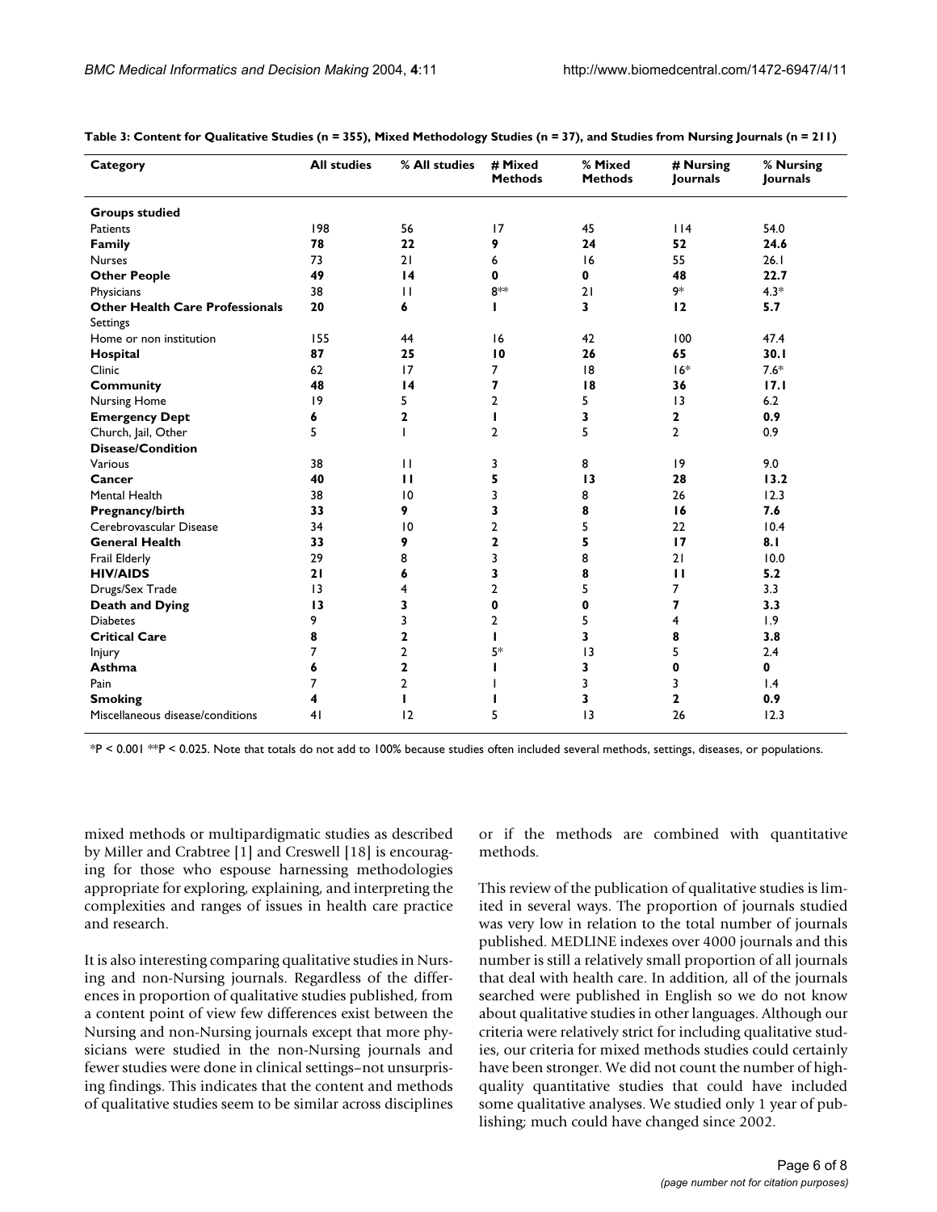**Table 3: Content for Qualitative Studies (n = 355), Mixed Methodology Studies (n = 37), and Studies from Nursing Journals (n = 211)**

| Category | All studies | % All studies | # Mixed Methods | % Mixed Methods | # Nursing Journals | % Nursing Journals |
|---|---|---|---|---|---|---|
| **Groups studied** | | | | | | |
| Patients | 198 | 56 | 17 | 45 | 114 | 54.0 |
| **Family** | **78** | **22** | **9** | **24** | **52** | **24.6** |
| Nurses | 73 | 21 | 6 | 16 | 55 | 26.1 |
| **Other People** | **49** | **14** | **0** | **0** | **48** | **22.7** |
| Physicians | 38 | 11 | 8** | 21 | 9* | 4.3* |
| **Other Health Care Professionals** | **20** | **6** | **1** | **3** | **12** | **5.7** |
| Settings | | | | | | |
| Home or non institution | 155 | 44 | 16 | 42 | 100 | 47.4 |
| **Hospital** | **87** | **25** | **10** | **26** | **65** | **30.1** |
| Clinic | 62 | 17 | 7 | 18 | 16* | 7.6* |
| **Community** | **48** | **14** | **7** | **18** | **36** | **17.1** |
| Nursing Home | 19 | 5 | 2 | 5 | 13 | 6.2 |
| **Emergency Dept** | **6** | **2** | **1** | **3** | **2** | **0.9** |
| Church, Jail, Other | 5 | 1 | 2 | 5 | 2 | 0.9 |
| **Disease/Condition** | | | | | | |
| Various | 38 | 11 | 3 | 8 | 19 | 9.0 |
| **Cancer** | **40** | **11** | **5** | **13** | **28** | **13.2** |
| Mental Health | 38 | 10 | 3 | 8 | 26 | 12.3 |
| **Pregnancy/birth** | **33** | **9** | **3** | **8** | **16** | **7.6** |
| Cerebrovascular Disease | 34 | 10 | 2 | 5 | 22 | 10.4 |
| **General Health** | **33** | **9** | **2** | **5** | **17** | **8.1** |
| Frail Elderly | 29 | 8 | 3 | 8 | 21 | 10.0 |
| **HIV/AIDS** | **21** | **6** | **3** | **8** | **11** | **5.2** |
| Drugs/Sex Trade | 13 | 4 | 2 | 5 | 7 | 3.3 |
| **Death and Dying** | **13** | **3** | **0** | **0** | **7** | **3.3** |
| Diabetes | 9 | 3 | 2 | 5 | 4 | 1.9 |
| **Critical Care** | **8** | **2** | **1** | **3** | **8** | **3.8** |
| Injury | 7 | 2 | 5* | 13 | 5 | 2.4 |
| **Asthma** | **6** | **2** | **1** | **3** | **0** | **0** |
| Pain | 7 | 2 | 1 | 3 | 3 | 1.4 |
| **Smoking** | **4** | **1** | **1** | **3** | **2** | **0.9** |
| Miscellaneous disease/conditions | 41 | 12 | 5 | 13 | 26 | 12.3 |

*P < 0.001 **P < 0.025. Note that totals do not add to 100% because studies often included several methods, settings, diseases, or populations.

mixed methods or multipardigmatic studies as described by Miller and Crabtree [1] and Creswell [18] is encouraging for those who espouse harnessing methodologies appropriate for exploring, explaining, and interpreting the complexities and ranges of issues in health care practice and research.

It is also interesting comparing qualitative studies in Nursing and non-Nursing journals. Regardless of the differences in proportion of qualitative studies published, from a content point of view few differences exist between the Nursing and non-Nursing journals except that more physicians were studied in the non-Nursing journals and fewer studies were done in clinical settings–not unsurprising findings. This indicates that the content and methods of qualitative studies seem to be similar across disciplines or if the methods are combined with quantitative methods.

This review of the publication of qualitative studies is limited in several ways. The proportion of journals studied was very low in relation to the total number of journals published. MEDLINE indexes over 4000 journals and this number is still a relatively small proportion of all journals that deal with health care. In addition, all of the journals searched were published in English so we do not know about qualitative studies in other languages. Although our criteria were relatively strict for including qualitative studies, our criteria for mixed methods studies could certainly have been stronger. We did not count the number of high-quality quantitative studies that could have included some qualitative analyses. We studied only 1 year of publishing; much could have changed since 2002.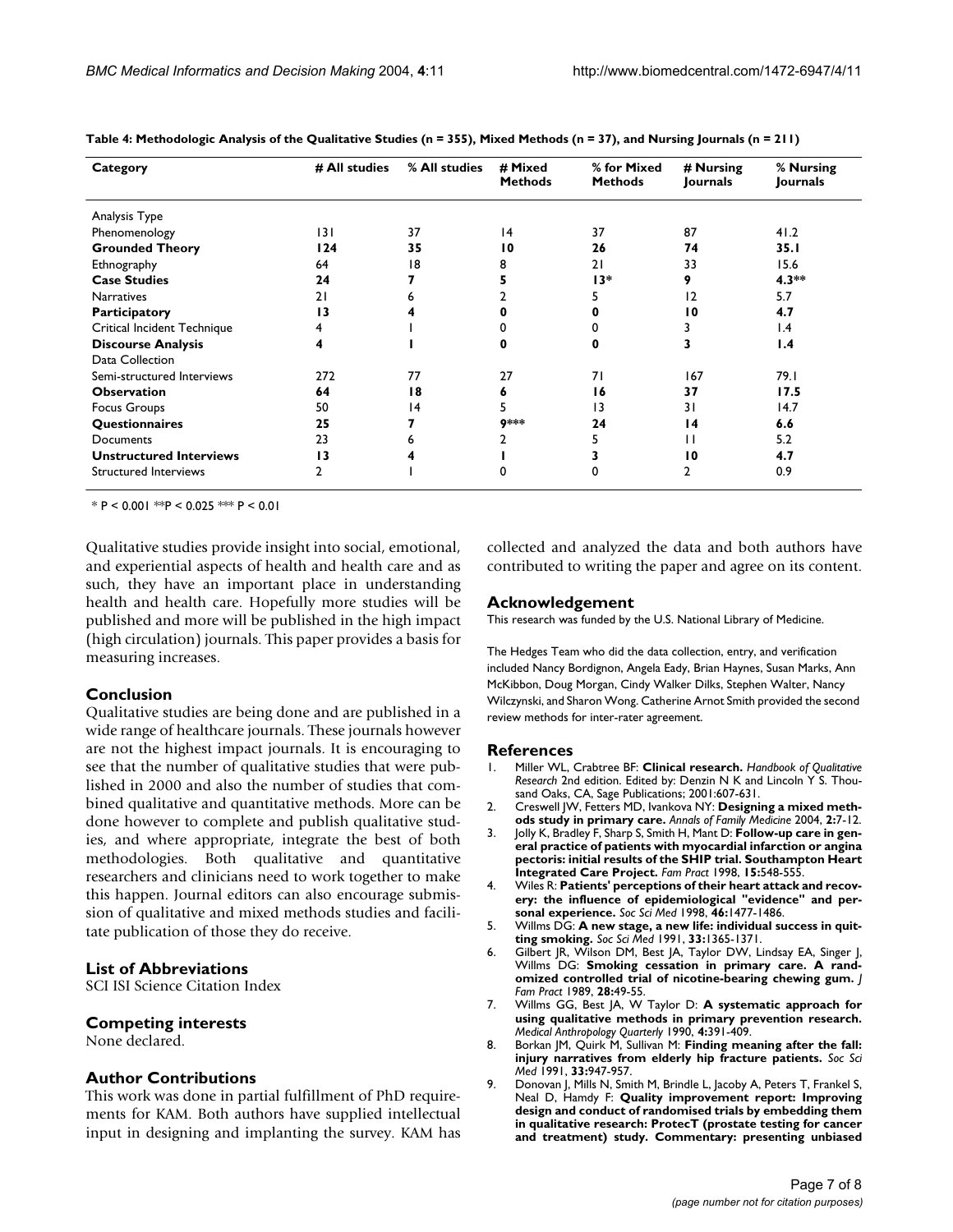**Table 4: Methodologic Analysis of the Qualitative Studies (n = 355), Mixed Methods (n = 37), and Nursing Journals (n = 211)**

| Category | # All studies | % All studies | # Mixed Methods | % for Mixed Methods | # Nursing Journals | % Nursing Journals |
|---|---|---|---|---|---|---|
| Analysis Type | | | | | | |
| Phenomenology | 131 | 37 | 14 | 37 | 87 | 41.2 |
| **Grounded Theory** | **124** | **35** | **10** | **26** | **74** | **35.1** |
| Ethnography | 64 | 18 | 8 | 21 | 33 | 15.6 |
| **Case Studies** | **24** | **7** | **5** | **13*** | **9** | **4.3**** |
| Narratives | 21 | 6 | 2 | 5 | 12 | 5.7 |
| **Participatory** | **13** | **4** | **0** | **0** | **10** | **4.7** |
| Critical Incident Technique | 4 | 1 | 0 | 0 | 3 | 1.4 |
| **Discourse Analysis** | **4** | **1** | **0** | **0** | **3** | **1.4** |
| Data Collection | | | | | | |
| Semi-structured Interviews | 272 | 77 | 27 | 71 | 167 | 79.1 |
| **Observation** | **64** | **18** | **6** | **16** | **37** | **17.5** |
| Focus Groups | 50 | 14 | 5 | 13 | 31 | 14.7 |
| **Questionnaires** | **25** | **7** | **9***** | **24** | **14** | **6.6** |
| Documents | 23 | 6 | 2 | 5 | 11 | 5.2 |
| **Unstructured Interviews** | **13** | **4** | **1** | **3** | **10** | **4.7** |
| Structured Interviews | 2 | 1 | 0 | 0 | 2 | 0.9 |

* $P < 0.001$ ** $P < 0.025$ *** $P < 0.01$

Qualitative studies provide insight into social, emotional, and experiential aspects of health and health care and as such, they have an important place in understanding health and health care. Hopefully more studies will be published and more will be published in the high impact (high circulation) journals. This paper provides a basis for measuring increases.

## Conclusion

Qualitative studies are being done and are published in a wide range of healthcare journals. These journals however are not the highest impact journals. It is encouraging to see that the number of qualitative studies that were published in 2000 and also the number of studies that combined qualitative and quantitative methods. More can be done however to complete and publish qualitative studies, and where appropriate, integrate the best of both methodologies. Both qualitative and quantitative researchers and clinicians need to work together to make this happen. Journal editors can also encourage submission of qualitative and mixed methods studies and facilitate publication of those they do receive.

## List of Abbreviations

SCI ISI Science Citation Index

## Competing interests

None declared.

## Author Contributions

This work was done in partial fulfillment of PhD requirements for KAM. Both authors have supplied intellectual input in designing and implanting the survey. KAM has collected and analyzed the data and both authors have contributed to writing the paper and agree on its content.

## Acknowledgement

This research was funded by the U.S. National Library of Medicine.

The Hedges Team who did the data collection, entry, and verification included Nancy Bordignon, Angela Eady, Brian Haynes, Susan Marks, Ann McKibbon, Doug Morgan, Cindy Walker Dilks, Stephen Walter, Nancy Wilczynski, and Sharon Wong. Catherine Arnot Smith provided the second review methods for inter-rater agreement.

## References

1. Miller WL, Crabtree BF: **Clinical research.** *Handbook of Qualitative Research* 2nd edition. Edited by: Denzin N K and Lincoln Y S. Thousand Oaks, CA, Sage Publications; 2001:607-631.
2. Creswell JW, Fetters MD, Ivankova NY: **Designing a mixed methods study in primary care.** *Annals of Family Medicine* 2004, **2:**7-12.
3. Jolly K, Bradley F, Sharp S, Smith H, Mant D: **Follow-up care in general practice of patients with myocardial infarction or angina pectoris: initial results of the SHIP trial. Southampton Heart Integrated Care Project.** *Fam Pract* 1998, **15:**548-555.
4. Wiles R: **Patients' perceptions of their heart attack and recovery: the influence of epidemiological "evidence" and personal experience.** *Soc Sci Med* 1998, **46:**1477-1486.
5. Willms DG: **A new stage, a new life: individual success in quitting smoking.** *Soc Sci Med* 1991, **33:**1365-1371.
6. Gilbert JR, Wilson DM, Best JA, Taylor DW, Lindsay EA, Singer J, Willms DG: **Smoking cessation in primary care. A randomized controlled trial of nicotine-bearing chewing gum.** *J Fam Pract* 1989, **28:**49-55.
7. Willms GG, Best JA, W Taylor D: **A systematic approach for using qualitative methods in primary prevention research.** *Medical Anthropology Quarterly* 1990, **4:**391-409.
8. Borkan JM, Quirk M, Sullivan M: **Finding meaning after the fall: injury narratives from elderly hip fracture patients.** *Soc Sci Med* 1991, **33:**947-957.
9. Donovan J, Mills N, Smith M, Brindle L, Jacoby A, Peters T, Frankel S, Neal D, Hamdy F: **Quality improvement report: Improving design and conduct of randomised trials by embedding them in qualitative research: ProtecT (prostate testing for cancer and treatment) study. Commentary: presenting unbiased**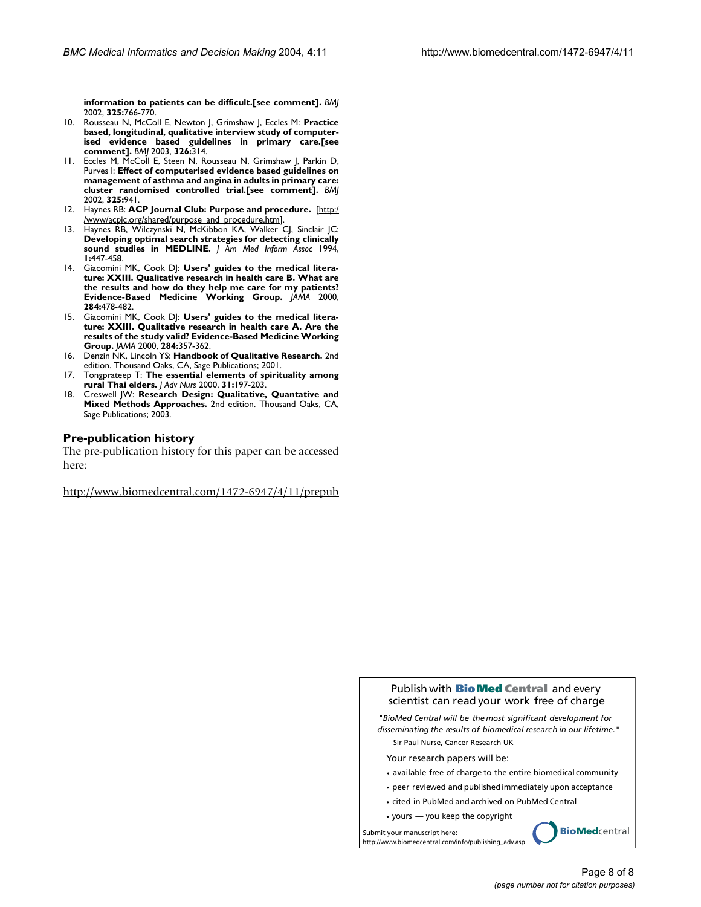**information to patients can be difficult.[see comment].** *BMJ* 2002, **325:**766-770.

10. Rousseau N, McColl E, Newton J, Grimshaw J, Eccles M: **Practice based, longitudinal, qualitative interview study of computerised evidence based guidelines in primary care.[see comment].** *BMJ* 2003, **326:**314.
11. Eccles M, McColl E, Steen N, Rousseau N, Grimshaw J, Parkin D, Purves I: **Effect of computerised evidence based guidelines on management of asthma and angina in adults in primary care: cluster randomised controlled trial.[see comment].** *BMJ* 2002, **325:**941.
12. Haynes RB: **ACP Journal Club: Purpose and procedure.** [http://www/acpjc.org/shared/purpose_and_procedure.htm].
13. Haynes RB, Wilczynski N, McKibbon KA, Walker CJ, Sinclair JC: **Developing optimal search strategies for detecting clinically sound studies in MEDLINE.** *J Am Med Inform Assoc* 1994, **1:**447-458.
14. Giacomini MK, Cook DJ: **Users' guides to the medical literature: XXIII. Qualitative research in health care B. What are the results and how do they help me care for my patients? Evidence-Based Medicine Working Group.** *JAMA* 2000, **284:**478-482.
15. Giacomini MK, Cook DJ: **Users' guides to the medical literature: XXIII. Qualitative research in health care A. Are the results of the study valid? Evidence-Based Medicine Working Group.** *JAMA* 2000, **284:**357-362.
16. Denzin NK, Lincoln YS: **Handbook of Qualitative Research.** 2nd edition. Thousand Oaks, CA, Sage Publications; 2001.
17. Tongprateep T: **The essential elements of spirituality among rural Thai elders.** *J Adv Nurs* 2000, **31:**197-203.
18. Creswell JW: **Research Design: Qualitative, Quantative and Mixed Methods Approaches.** 2nd edition. Thousand Oaks, CA, Sage Publications; 2003.

## Pre-publication history

The pre-publication history for this paper can be accessed here:

http://www.biomedcentral.com/1472-6947/4/11/prepub

Publish with **BioMed Central** and every scientist can read your work free of charge

*"BioMed Central will be the most significant development for disseminating the results of biomedical research in our lifetime."*

Sir Paul Nurse, Cancer Research UK

Your research papers will be:

- available free of charge to the entire biomedical community
- peer reviewed and published immediately upon acceptance
- cited in PubMed and archived on PubMed Central
- yours — you keep the copyright

Submit your manuscript here:
http://www.biomedcentral.com/info/publishing_adv.asp

**BioMed**central